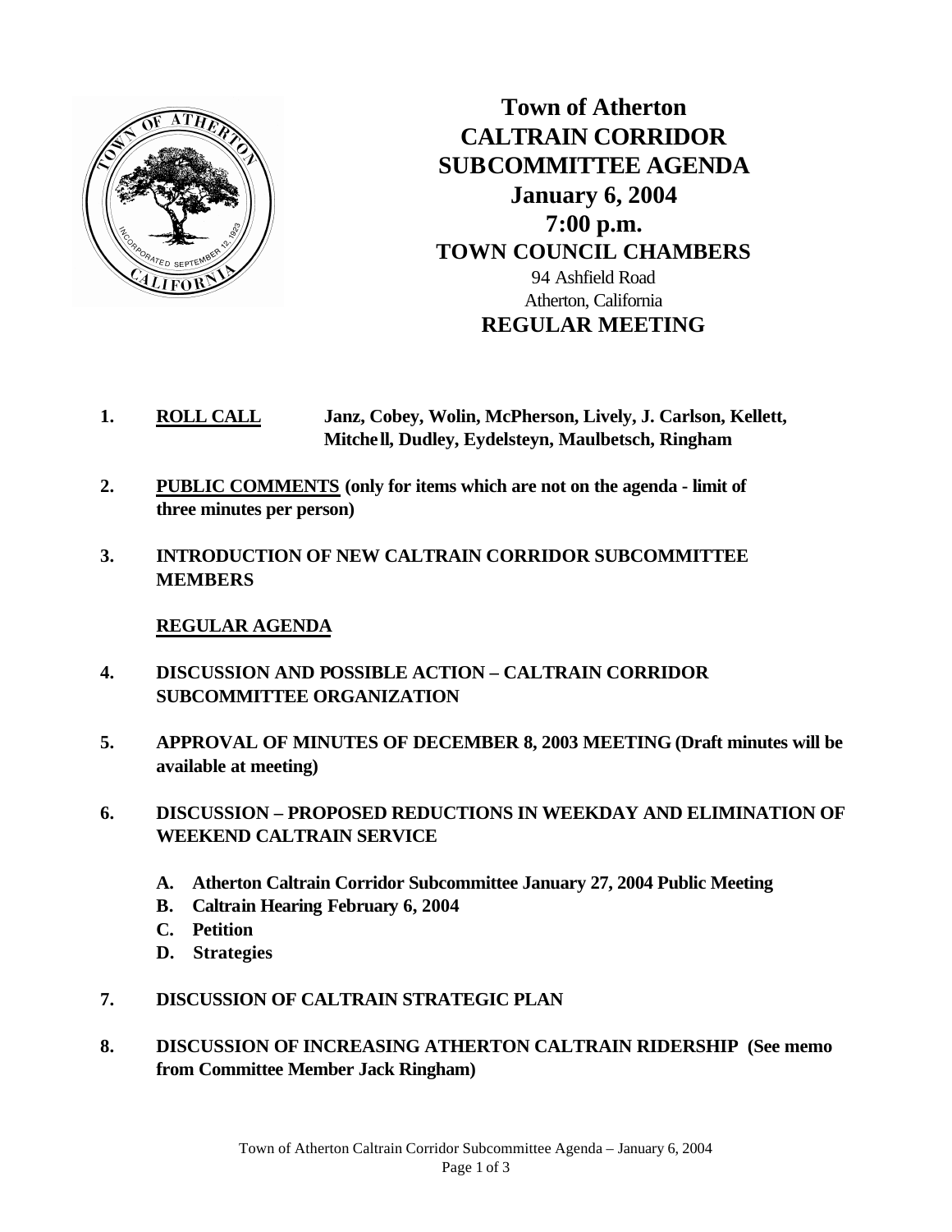# Town of Atherton
# CALTRAIN CORRIDOR SUBCOMMITTEE AGENDA
## January 6, 2004
## 7:00 p.m.
## TOWN COUNCIL CHAMBERS

94 Ashfield Road
Atherton, California

## REGULAR MEETING

1. **ROLL CALL** **Janz, Cobey, Wolin, McPherson, Lively, J. Carlson, Kellett, Mitchell, Dudley, Eydelsteyn, Maulbetsch, Ringham**

2. **PUBLIC COMMENTS (only for items which are not on the agenda - limit of three minutes per person)**

3. **INTRODUCTION OF NEW CALTRAIN CORRIDOR SUBCOMMITTEE MEMBERS**

**REGULAR AGENDA**

4. **DISCUSSION AND POSSIBLE ACTION – CALTRAIN CORRIDOR SUBCOMMITTEE ORGANIZATION**

5. **APPROVAL OF MINUTES OF DECEMBER 8, 2003 MEETING (Draft minutes will be available at meeting)**

6. **DISCUSSION – PROPOSED REDUCTIONS IN WEEKDAY AND ELIMINATION OF WEEKEND CALTRAIN SERVICE**

   A. **Atherton Caltrain Corridor Subcommittee January 27, 2004 Public Meeting**
   B. **Caltrain Hearing February 6, 2004**
   C. **Petition**
   D. **Strategies**

7. **DISCUSSION OF CALTRAIN STRATEGIC PLAN**

8. **DISCUSSION OF INCREASING ATHERTON CALTRAIN RIDERSHIP (See memo from Committee Member Jack Ringham)**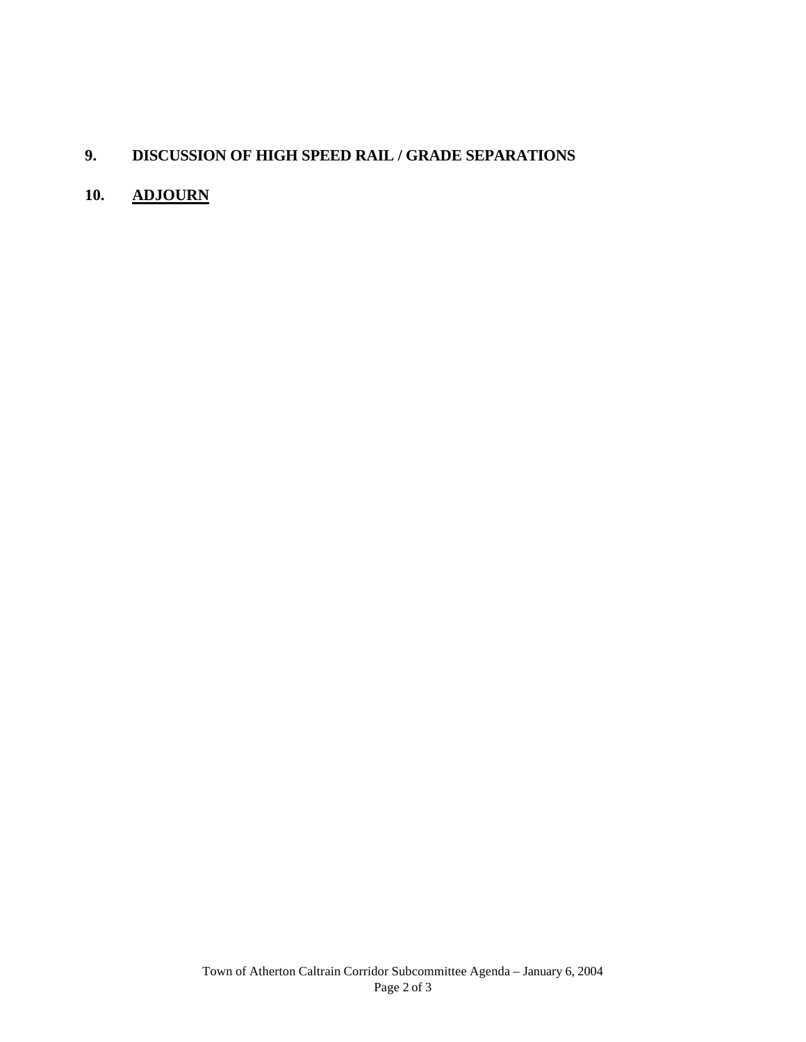**9. DISCUSSION OF HIGH SPEED RAIL / GRADE SEPARATIONS**

**10. ADJOURN**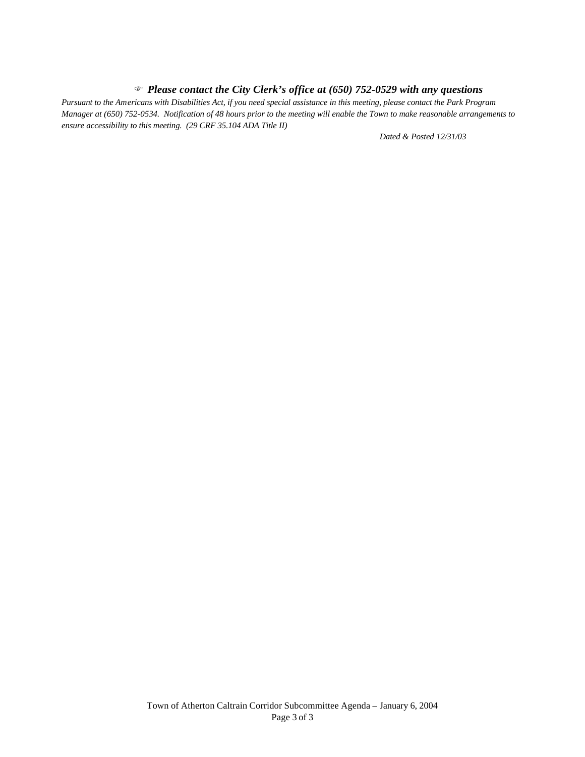☞ ***Please contact the City Clerk's office at (650) 752-0529 with any questions***

*Pursuant to the Americans with Disabilities Act, if you need special assistance in this meeting, please contact the Park Program Manager at (650) 752-0534. Notification of 48 hours prior to the meeting will enable the Town to make reasonable arrangements to ensure accessibility to this meeting. (29 CRF 35.104 ADA Title II)*

*Dated & Posted 12/31/03*